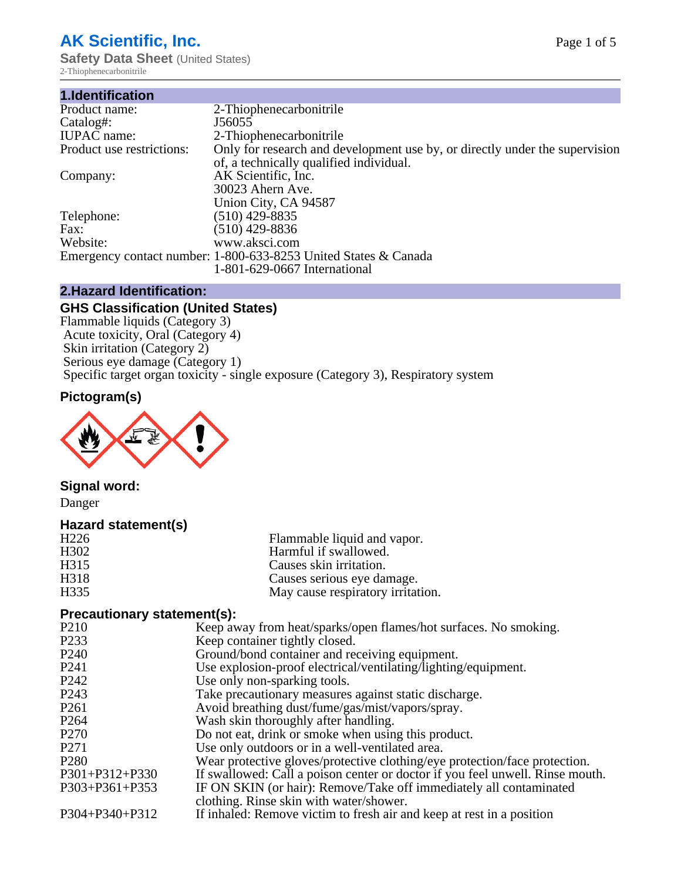# AK Scientific, Inc.

**Safety Data Sheet** (United States)

2-Thiophenecarbonitrile

## 1.Identification

| | |
|---|---|
| Product name: | 2-Thiophenecarbonitrile |
| Catalog#: | J56055 |
| IUPAC name: | 2-Thiophenecarbonitrile |
| Product use restrictions: | Only for research and development use by, or directly under the supervision of, a technically qualified individual. |
| Company: | AK Scientific, Inc. 30023 Ahern Ave. Union City, CA 94587 |
| Telephone: | (510) 429-8835 |
| Fax: | (510) 429-8836 |
| Website: | www.aksci.com |
| Emergency contact number: | 1-800-633-8253 United States & Canada; 1-801-629-0667 International |

## 2.Hazard Identification:

### GHS Classification (United States)

Flammable liquids (Category 3)
Acute toxicity, Oral (Category 4)
Skin irritation (Category 2)
Serious eye damage (Category 1)
Specific target organ toxicity - single exposure (Category 3), Respiratory system

### Pictogram(s)

### Signal word:

Danger

### Hazard statement(s)

| | |
|---|---|
| H226 | Flammable liquid and vapor. |
| H302 | Harmful if swallowed. |
| H315 | Causes skin irritation. |
| H318 | Causes serious eye damage. |
| H335 | May cause respiratory irritation. |

### Precautionary statement(s):

| | |
|---|---|
| P210 | Keep away from heat/sparks/open flames/hot surfaces. No smoking. |
| P233 | Keep container tightly closed. |
| P240 | Ground/bond container and receiving equipment. |
| P241 | Use explosion-proof electrical/ventilating/lighting/equipment. |
| P242 | Use only non-sparking tools. |
| P243 | Take precautionary measures against static discharge. |
| P261 | Avoid breathing dust/fume/gas/mist/vapors/spray. |
| P264 | Wash skin thoroughly after handling. |
| P270 | Do not eat, drink or smoke when using this product. |
| P271 | Use only outdoors or in a well-ventilated area. |
| P280 | Wear protective gloves/protective clothing/eye protection/face protection. |
| P301+P312+P330 | If swallowed: Call a poison center or doctor if you feel unwell. Rinse mouth. |
| P303+P361+P353 | IF ON SKIN (or hair): Remove/Take off immediately all contaminated clothing. Rinse skin with water/shower. |
| P304+P340+P312 | If inhaled: Remove victim to fresh air and keep at rest in a position |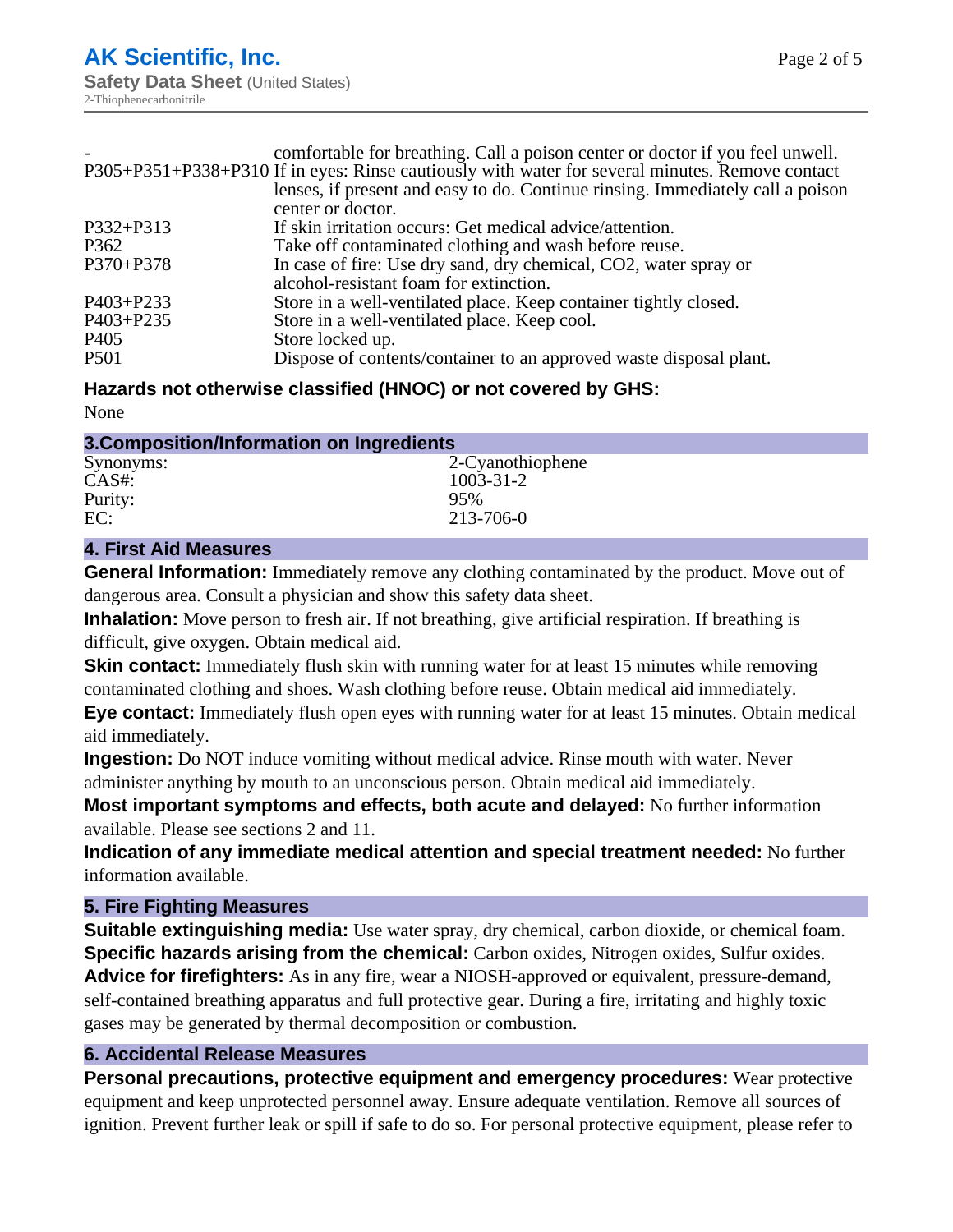| | |
|---|---|
| - | comfortable for breathing. Call a poison center or doctor if you feel unwell. |
| P305+P351+P338+P310 | If in eyes: Rinse cautiously with water for several minutes. Remove contact lenses, if present and easy to do. Continue rinsing. Immediately call a poison center or doctor. |
| P332+P313 | If skin irritation occurs: Get medical advice/attention. |
| P362 | Take off contaminated clothing and wash before reuse. |
| P370+P378 | In case of fire: Use dry sand, dry chemical, CO2, water spray or alcohol-resistant foam for extinction. |
| P403+P233 | Store in a well-ventilated place. Keep container tightly closed. |
| P403+P235 | Store in a well-ventilated place. Keep cool. |
| P405 | Store locked up. |
| P501 | Dispose of contents/container to an approved waste disposal plant. |

**Hazards not otherwise classified (HNOC) or not covered by GHS:**

None

## 3.Composition/Information on Ingredients

| | |
|---|---|
| Synonyms: | 2-Cyanothiophene |
| CAS#: | 1003-31-2 |
| Purity: | 95% |
| EC: | 213-706-0 |

## 4. First Aid Measures

**General Information:** Immediately remove any clothing contaminated by the product. Move out of dangerous area. Consult a physician and show this safety data sheet.

**Inhalation:** Move person to fresh air. If not breathing, give artificial respiration. If breathing is difficult, give oxygen. Obtain medical aid.

**Skin contact:** Immediately flush skin with running water for at least 15 minutes while removing contaminated clothing and shoes. Wash clothing before reuse. Obtain medical aid immediately.

**Eye contact:** Immediately flush open eyes with running water for at least 15 minutes. Obtain medical aid immediately.

**Ingestion:** Do NOT induce vomiting without medical advice. Rinse mouth with water. Never administer anything by mouth to an unconscious person. Obtain medical aid immediately.

**Most important symptoms and effects, both acute and delayed:** No further information available. Please see sections 2 and 11.

**Indication of any immediate medical attention and special treatment needed:** No further information available.

## 5. Fire Fighting Measures

**Suitable extinguishing media:** Use water spray, dry chemical, carbon dioxide, or chemical foam.

**Specific hazards arising from the chemical:** Carbon oxides, Nitrogen oxides, Sulfur oxides.

**Advice for firefighters:** As in any fire, wear a NIOSH-approved or equivalent, pressure-demand, self-contained breathing apparatus and full protective gear. During a fire, irritating and highly toxic gases may be generated by thermal decomposition or combustion.

## 6. Accidental Release Measures

**Personal precautions, protective equipment and emergency procedures:** Wear protective equipment and keep unprotected personnel away. Ensure adequate ventilation. Remove all sources of ignition. Prevent further leak or spill if safe to do so. For personal protective equipment, please refer to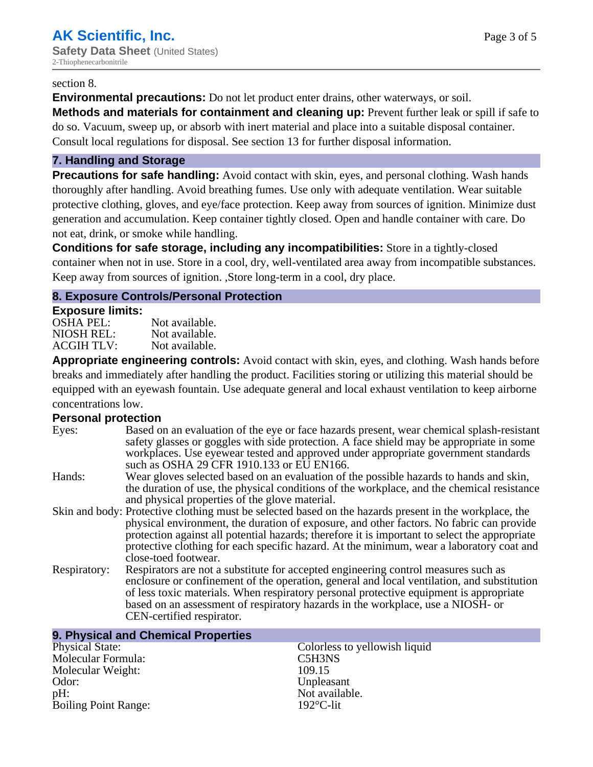section 8.

**Environmental precautions:** Do not let product enter drains, other waterways, or soil.

**Methods and materials for containment and cleaning up:** Prevent further leak or spill if safe to do so. Vacuum, sweep up, or absorb with inert material and place into a suitable disposal container. Consult local regulations for disposal. See section 13 for further disposal information.

## 7. Handling and Storage

**Precautions for safe handling:** Avoid contact with skin, eyes, and personal clothing. Wash hands thoroughly after handling. Avoid breathing fumes. Use only with adequate ventilation. Wear suitable protective clothing, gloves, and eye/face protection. Keep away from sources of ignition. Minimize dust generation and accumulation. Keep container tightly closed. Open and handle container with care. Do not eat, drink, or smoke while handling.

**Conditions for safe storage, including any incompatibilities:** Store in a tightly-closed container when not in use. Store in a cool, dry, well-ventilated area away from incompatible substances. Keep away from sources of ignition. ,Store long-term in a cool, dry place.

## 8. Exposure Controls/Personal Protection

**Exposure limits:**

| | |
|---|---|
| OSHA PEL: | Not available. |
| NIOSH REL: | Not available. |
| ACGIH TLV: | Not available. |

**Appropriate engineering controls:** Avoid contact with skin, eyes, and clothing. Wash hands before breaks and immediately after handling the product. Facilities storing or utilizing this material should be equipped with an eyewash fountain. Use adequate general and local exhaust ventilation to keep airborne concentrations low.

**Personal protection**

| | |
|---|---|
| Eyes: | Based on an evaluation of the eye or face hazards present, wear chemical splash-resistant safety glasses or goggles with side protection. A face shield may be appropriate in some workplaces. Use eyewear tested and approved under appropriate government standards such as OSHA 29 CFR 1910.133 or EU EN166. |
| Hands: | Wear gloves selected based on an evaluation of the possible hazards to hands and skin, the duration of use, the physical conditions of the workplace, and the chemical resistance and physical properties of the glove material. |
| Skin and body: | Protective clothing must be selected based on the hazards present in the workplace, the physical environment, the duration of exposure, and other factors. No fabric can provide protection against all potential hazards; therefore it is important to select the appropriate protective clothing for each specific hazard. At the minimum, wear a laboratory coat and close-toed footwear. |
| Respiratory: | Respirators are not a substitute for accepted engineering control measures such as enclosure or confinement of the operation, general and local ventilation, and substitution of less toxic materials. When respiratory personal protective equipment is appropriate based on an assessment of respiratory hazards in the workplace, use a NIOSH- or CEN-certified respirator. |

## 9. Physical and Chemical Properties

| | |
|---|---|
| Physical State: | Colorless to yellowish liquid |
| Molecular Formula: | C5H3NS |
| Molecular Weight: | 109.15 |
| Odor: | Unpleasant |
| pH: | Not available. |
| Boiling Point Range: | 192°C-lit |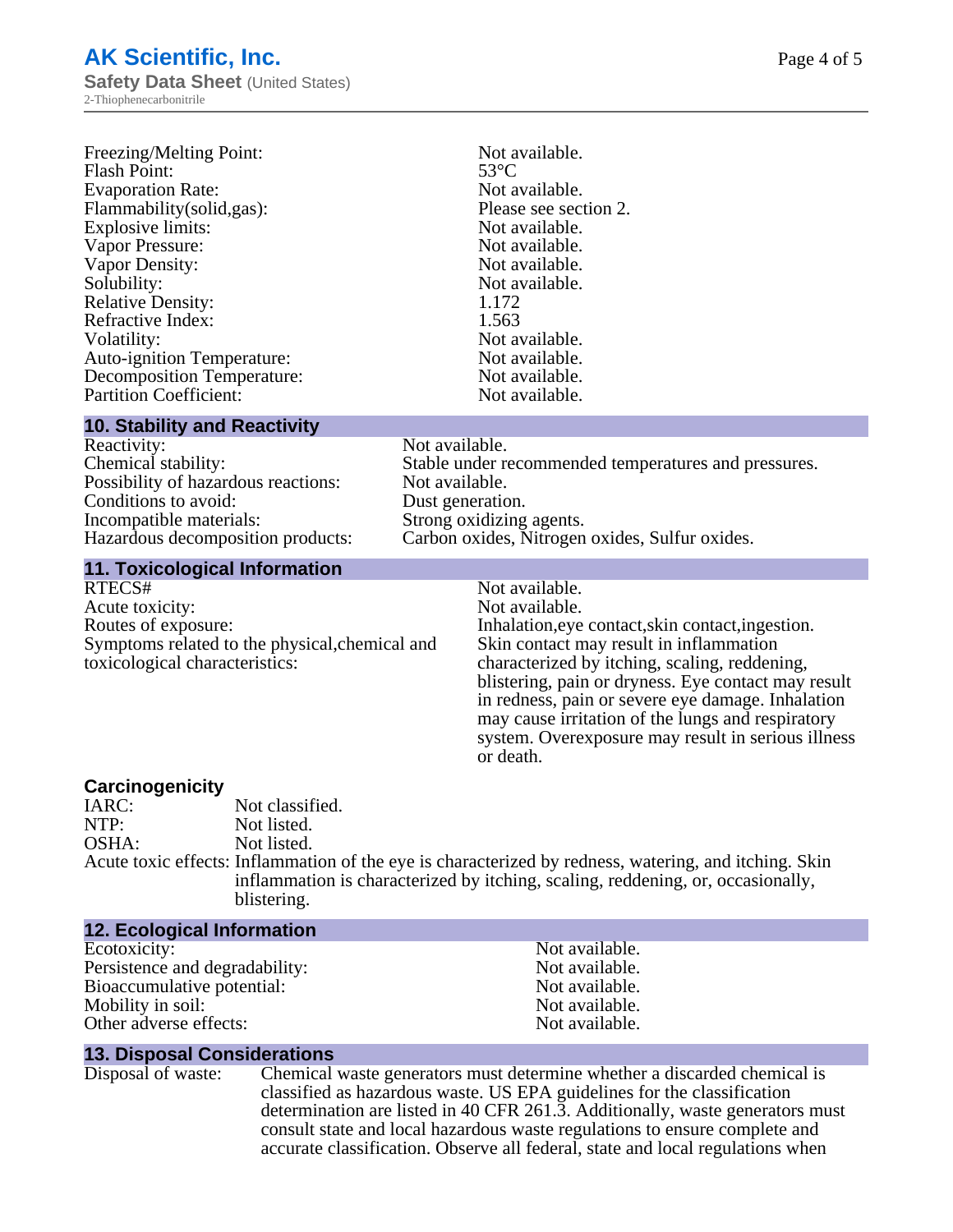| | |
|---|---|
| Freezing/Melting Point: | Not available. |
| Flash Point: | 53°C |
| Evaporation Rate: | Not available. |
| Flammability(solid,gas): | Please see section 2. |
| Explosive limits: | Not available. |
| Vapor Pressure: | Not available. |
| Vapor Density: | Not available. |
| Solubility: | Not available. |
| Relative Density: | 1.172 |
| Refractive Index: | 1.563 |
| Volatility: | Not available. |
| Auto-ignition Temperature: | Not available. |
| Decomposition Temperature: | Not available. |
| Partition Coefficient: | Not available. |

## 10. Stability and Reactivity

| | |
|---|---|
| Reactivity: | Not available. |
| Chemical stability: | Stable under recommended temperatures and pressures. |
| Possibility of hazardous reactions: | Not available. |
| Conditions to avoid: | Dust generation. |
| Incompatible materials: | Strong oxidizing agents. |
| Hazardous decomposition products: | Carbon oxides, Nitrogen oxides, Sulfur oxides. |

## 11. Toxicological Information

| | |
|---|---|
| RTECS# | Not available. |
| Acute toxicity: | Not available. |
| Routes of exposure: | Inhalation,eye contact,skin contact,ingestion. |
| Symptoms related to the physical,chemical and toxicological characteristics: | Skin contact may result in inflammation characterized by itching, scaling, reddening, blistering, pain or dryness. Eye contact may result in redness, pain or severe eye damage. Inhalation may cause irritation of the lungs and respiratory system. Overexposure may result in serious illness or death. |

### Carcinogenicity

| | |
|---|---|
| IARC: | Not classified. |
| NTP: | Not listed. |
| OSHA: | Not listed. |
| Acute toxic effects: | Inflammation of the eye is characterized by redness, watering, and itching. Skin inflammation is characterized by itching, scaling, reddening, or, occasionally, blistering. |

## 12. Ecological Information

| | |
|---|---|
| Ecotoxicity: | Not available. |
| Persistence and degradability: | Not available. |
| Bioaccumulative potential: | Not available. |
| Mobility in soil: | Not available. |
| Other adverse effects: | Not available. |

## 13. Disposal Considerations

Disposal of waste: Chemical waste generators must determine whether a discarded chemical is classified as hazardous waste. US EPA guidelines for the classification determination are listed in 40 CFR 261.3. Additionally, waste generators must consult state and local hazardous waste regulations to ensure complete and accurate classification. Observe all federal, state and local regulations when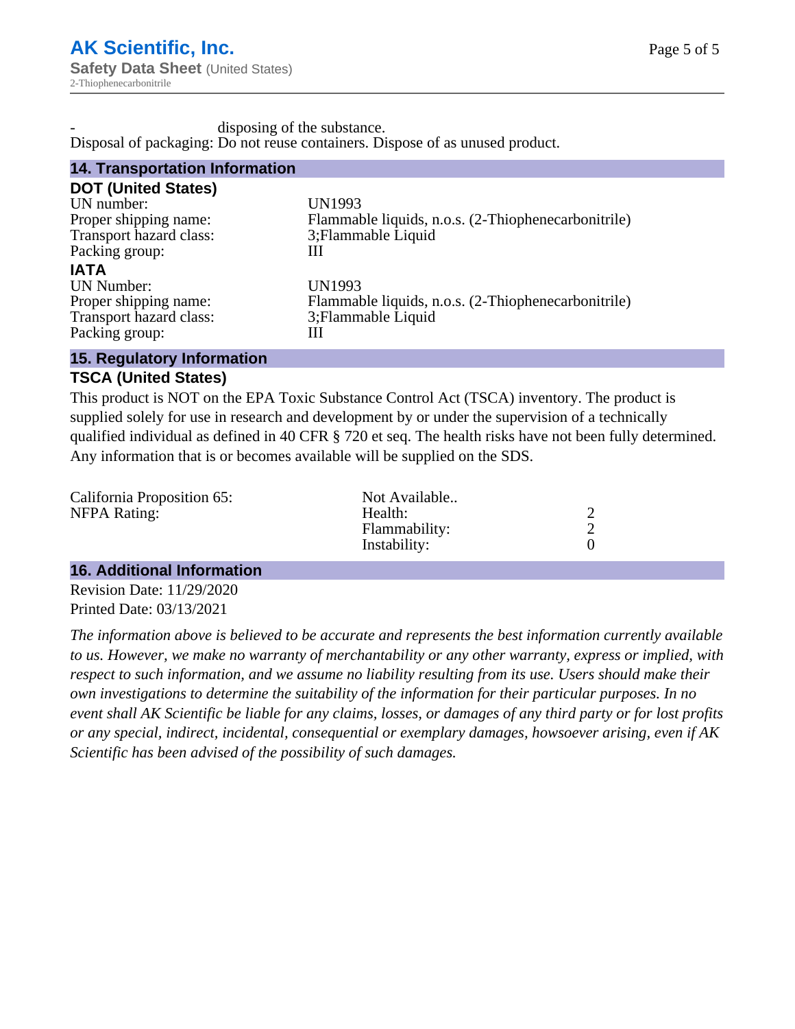- disposing of the substance.

Disposal of packaging: Do not reuse containers. Dispose of as unused product.

## 14. Transportation Information

### DOT (United States)

| | |
|---|---|
| UN number: | UN1993 |
| Proper shipping name: | Flammable liquids, n.o.s. (2-Thiophenecarbonitrile) |
| Transport hazard class: | 3;Flammable Liquid |
| Packing group: | III |

### IATA

| | |
|---|---|
| UN Number: | UN1993 |
| Proper shipping name: | Flammable liquids, n.o.s. (2-Thiophenecarbonitrile) |
| Transport hazard class: | 3;Flammable Liquid |
| Packing group: | III |

## 15. Regulatory Information

### TSCA (United States)

This product is NOT on the EPA Toxic Substance Control Act (TSCA) inventory. The product is supplied solely for use in research and development by or under the supervision of a technically qualified individual as defined in 40 CFR § 720 et seq. The health risks have not been fully determined. Any information that is or becomes available will be supplied on the SDS.

| | | |
|---|---|---|
| California Proposition 65: | Not Available.. | |
| NFPA Rating: | Health: | 2 |
| | Flammability: | 2 |
| | Instability: | 0 |

## 16. Additional Information

Revision Date: 11/29/2020

Printed Date: 03/13/2021

*The information above is believed to be accurate and represents the best information currently available to us. However, we make no warranty of merchantability or any other warranty, express or implied, with respect to such information, and we assume no liability resulting from its use. Users should make their own investigations to determine the suitability of the information for their particular purposes. In no event shall AK Scientific be liable for any claims, losses, or damages of any third party or for lost profits or any special, indirect, incidental, consequential or exemplary damages, howsoever arising, even if AK Scientific has been advised of the possibility of such damages.*